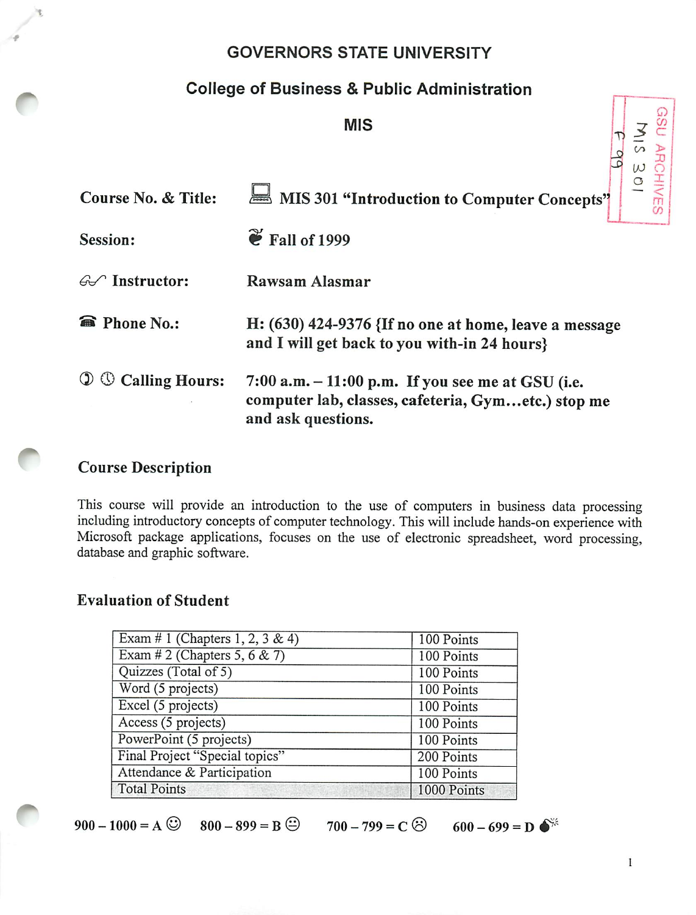# GOVERNORS STATE UNIVERSITY

## College of Business & Public Administration

## MIS

GSU ARCHIVES
MIS 301
F 99

**Course No. & Title:** MIS 301 "Introduction to Computer Concepts"

**Session:** Fall of 1999

**Instructor:** Rawsam Alasmar

**Phone No.:** H: (630) 424-9376 {If no one at home, leave a message and I will get back to you with-in 24 hours}

**Calling Hours:** 7:00 a.m. – 11:00 p.m. If you see me at GSU (i.e. computer lab, classes, cafeteria, Gym…etc.) stop me and ask questions.

## Course Description

This course will provide an introduction to the use of computers in business data processing including introductory concepts of computer technology. This will include hands-on experience with Microsoft package applications, focuses on the use of electronic spreadsheet, word processing, database and graphic software.

## Evaluation of Student

| Item | Points |
|---|---|
| Exam # 1 (Chapters 1, 2, 3 & 4) | 100 Points |
| Exam # 2 (Chapters 5, 6 & 7) | 100 Points |
| Quizzes (Total of 5) | 100 Points |
| Word (5 projects) | 100 Points |
| Excel (5 projects) | 100 Points |
| Access (5 projects) | 100 Points |
| PowerPoint (5 projects) | 100 Points |
| Final Project "Special topics" | 200 Points |
| Attendance & Participation | 100 Points |
| Total Points | 1000 Points |

**900 – 1000 = A ☺ 800 – 899 = B 😐 700 – 799 = C ☹ 600 – 699 = D 💣**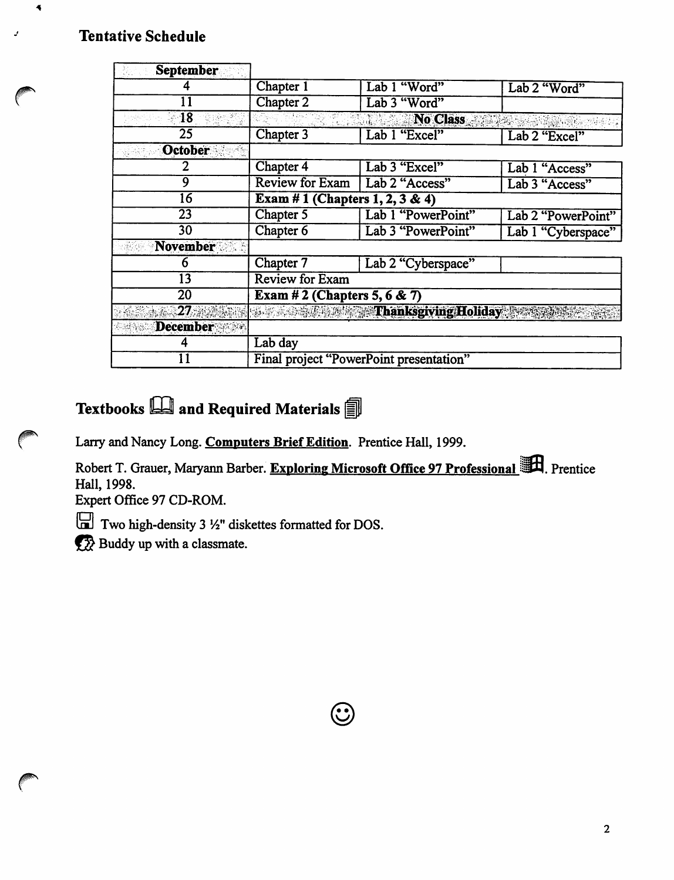## Tentative Schedule

| | | | |
|---|---|---|---|
| **September** | | | |
| 4 | Chapter 1 | Lab 1 "Word" | Lab 2 "Word" |
| 11 | Chapter 2 | Lab 3 "Word" | |
| 18 | **No Class** | | |
| 25 | Chapter 3 | Lab 1 "Excel" | Lab 2 "Excel" |
| **October** | | | |
| 2 | Chapter 4 | Lab 3 "Excel" | Lab 1 "Access" |
| 9 | Review for Exam | Lab 2 "Access" | Lab 3 "Access" |
| 16 | **Exam # 1 (Chapters 1, 2, 3 & 4)** | | |
| 23 | Chapter 5 | Lab 1 "PowerPoint" | Lab 2 "PowerPoint" |
| 30 | Chapter 6 | Lab 3 "PowerPoint" | Lab 1 "Cyberspace" |
| **November** | | | |
| 6 | Chapter 7 | Lab 2 "Cyberspace" | |
| 13 | Review for Exam | | |
| 20 | **Exam # 2 (Chapters 5, 6 & 7)** | | |
| 27 | **Thanksgiving Holiday** | | |
| **December** | | | |
| 4 | Lab day | | |
| 11 | Final project "PowerPoint presentation" | | |

## Textbooks and Required Materials

Larry and Nancy Long. Computers Brief Edition. Prentice Hall, 1999.

Robert T. Grauer, Maryann Barber. Exploring Microsoft Office 97 Professional. Prentice Hall, 1998.
Expert Office 97 CD-ROM.

Two high-density 3 ½" diskettes formatted for DOS.

Buddy up with a classmate.

☺